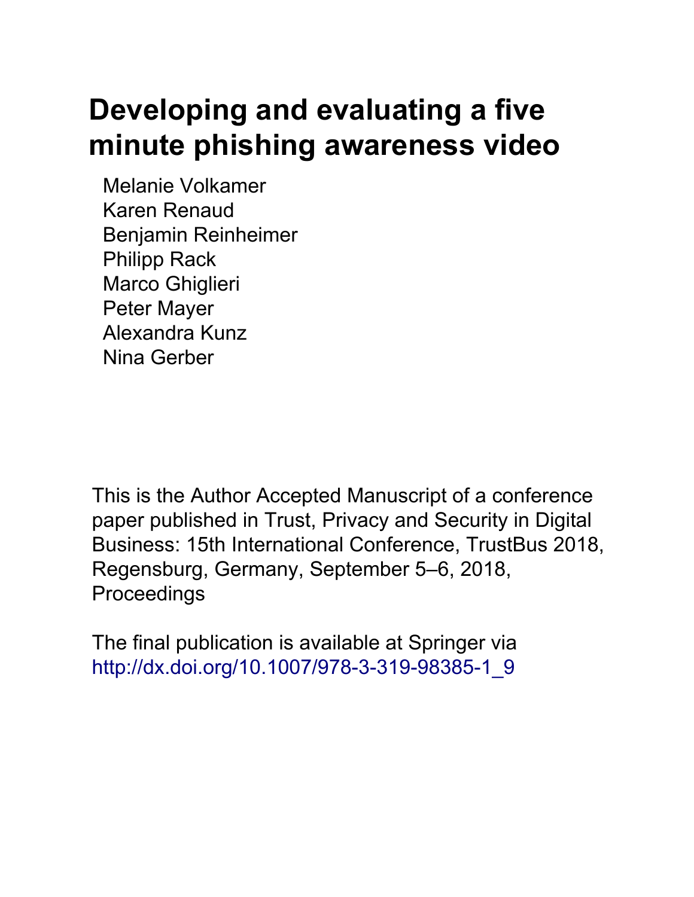# Developing and evaluating a five minute phishing awareness video

Melanie Volkamer
Karen Renaud
Benjamin Reinheimer
Philipp Rack
Marco Ghiglieri
Peter Mayer
Alexandra Kunz
Nina Gerber

This is the Author Accepted Manuscript of a conference paper published in Trust, Privacy and Security in Digital Business: 15th International Conference, TrustBus 2018, Regensburg, Germany, September 5–6, 2018, Proceedings

The final publication is available at Springer via http://dx.doi.org/10.1007/978-3-319-98385-1_9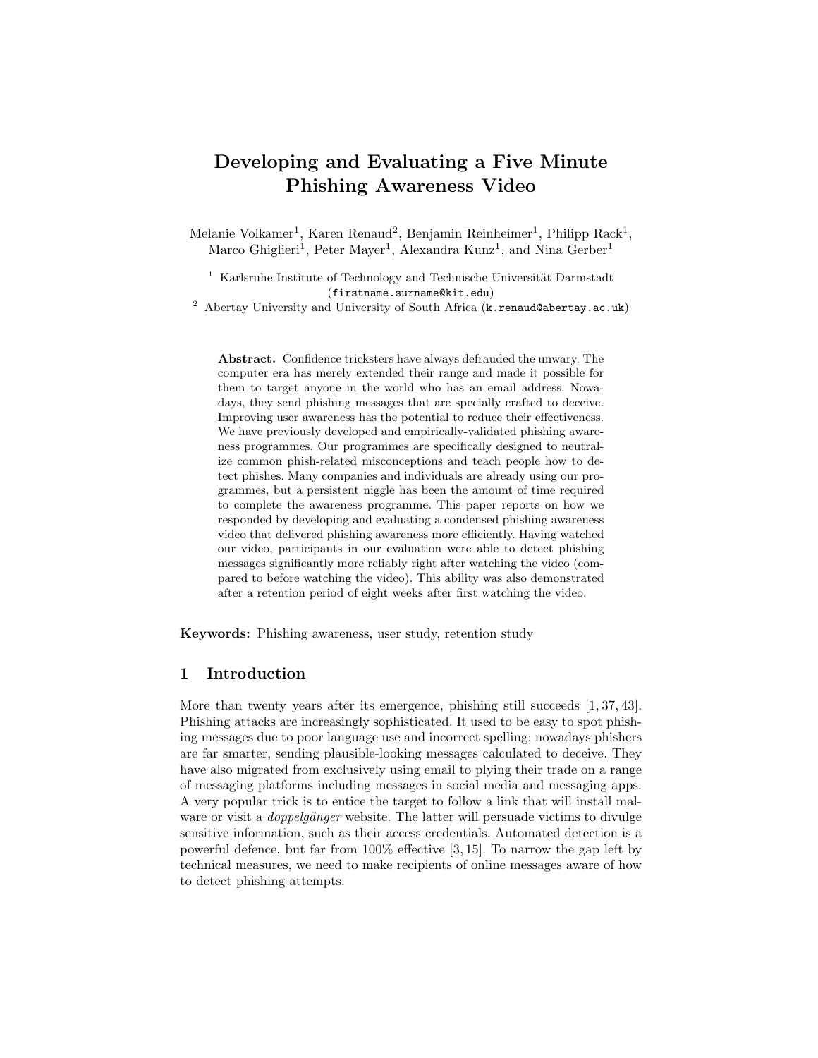# Developing and Evaluating a Five Minute Phishing Awareness Video

Melanie Volkamer[1], Karen Renaud[2], Benjamin Reinheimer[1], Philipp Rack[1], Marco Ghiglieri[1], Peter Mayer[1], Alexandra Kunz[1], and Nina Gerber[1]

[1] Karlsruhe Institute of Technology and Technische Universität Darmstadt (`firstname.surname@kit.edu`)

[2] Abertay University and University of South Africa (`k.renaud@abertay.ac.uk`)

**Abstract.** Confidence tricksters have always defrauded the unwary. The computer era has merely extended their range and made it possible for them to target anyone in the world who has an email address. Nowadays, they send phishing messages that are specially crafted to deceive. Improving user awareness has the potential to reduce their effectiveness. We have previously developed and empirically-validated phishing awareness programmes. Our programmes are specifically designed to neutralize common phish-related misconceptions and teach people how to detect phishes. Many companies and individuals are already using our programmes, but a persistent niggle has been the amount of time required to complete the awareness programme. This paper reports on how we responded by developing and evaluating a condensed phishing awareness video that delivered phishing awareness more efficiently. Having watched our video, participants in our evaluation were able to detect phishing messages significantly more reliably right after watching the video (compared to before watching the video). This ability was also demonstrated after a retention period of eight weeks after first watching the video.

**Keywords:** Phishing awareness, user study, retention study

## 1 Introduction

More than twenty years after its emergence, phishing still succeeds [1, 37, 43]. Phishing attacks are increasingly sophisticated. It used to be easy to spot phishing messages due to poor language use and incorrect spelling; nowadays phishers are far smarter, sending plausible-looking messages calculated to deceive. They have also migrated from exclusively using email to plying their trade on a range of messaging platforms including messages in social media and messaging apps. A very popular trick is to entice the target to follow a link that will install malware or visit a *doppelgänger* website. The latter will persuade victims to divulge sensitive information, such as their access credentials. Automated detection is a powerful defence, but far from 100% effective [3, 15]. To narrow the gap left by technical measures, we need to make recipients of online messages aware of how to detect phishing attempts.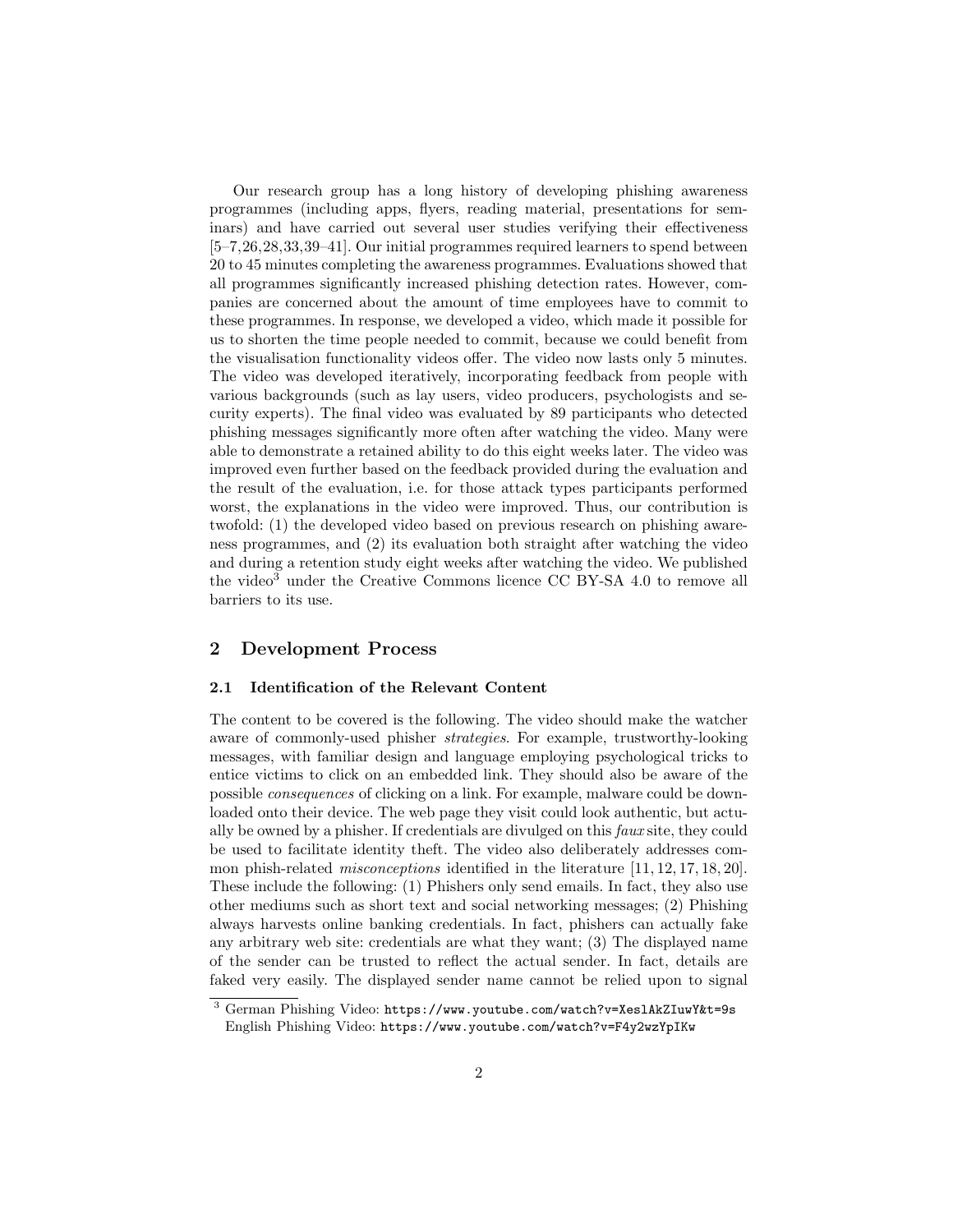Our research group has a long history of developing phishing awareness programmes (including apps, flyers, reading material, presentations for seminars) and have carried out several user studies verifying their effectiveness [5–7,26,28,33,39–41]. Our initial programmes required learners to spend between 20 to 45 minutes completing the awareness programmes. Evaluations showed that all programmes significantly increased phishing detection rates. However, companies are concerned about the amount of time employees have to commit to these programmes. In response, we developed a video, which made it possible for us to shorten the time people needed to commit, because we could benefit from the visualisation functionality videos offer. The video now lasts only 5 minutes. The video was developed iteratively, incorporating feedback from people with various backgrounds (such as lay users, video producers, psychologists and security experts). The final video was evaluated by 89 participants who detected phishing messages significantly more often after watching the video. Many were able to demonstrate a retained ability to do this eight weeks later. The video was improved even further based on the feedback provided during the evaluation and the result of the evaluation, i.e. for those attack types participants performed worst, the explanations in the video were improved. Thus, our contribution is twofold: (1) the developed video based on previous research on phishing awareness programmes, and (2) its evaluation both straight after watching the video and during a retention study eight weeks after watching the video. We published the video[3] under the Creative Commons licence CC BY-SA 4.0 to remove all barriers to its use.

## 2 Development Process

### 2.1 Identification of the Relevant Content

The content to be covered is the following. The video should make the watcher aware of commonly-used phisher *strategies*. For example, trustworthy-looking messages, with familiar design and language employing psychological tricks to entice victims to click on an embedded link. They should also be aware of the possible *consequences* of clicking on a link. For example, malware could be downloaded onto their device. The web page they visit could look authentic, but actually be owned by a phisher. If credentials are divulged on this *faux* site, they could be used to facilitate identity theft. The video also deliberately addresses common phish-related *misconceptions* identified in the literature [11, 12, 17, 18, 20]. These include the following: (1) Phishers only send emails. In fact, they also use other mediums such as short text and social networking messages; (2) Phishing always harvests online banking credentials. In fact, phishers can actually fake any arbitrary web site: credentials are what they want; (3) The displayed name of the sender can be trusted to reflect the actual sender. In fact, details are faked very easily. The displayed sender name cannot be relied upon to signal

[3] German Phishing Video: `https://www.youtube.com/watch?v=XeslAkZIuwY&t=9s`
English Phishing Video: `https://www.youtube.com/watch?v=F4y2wzYpIKw`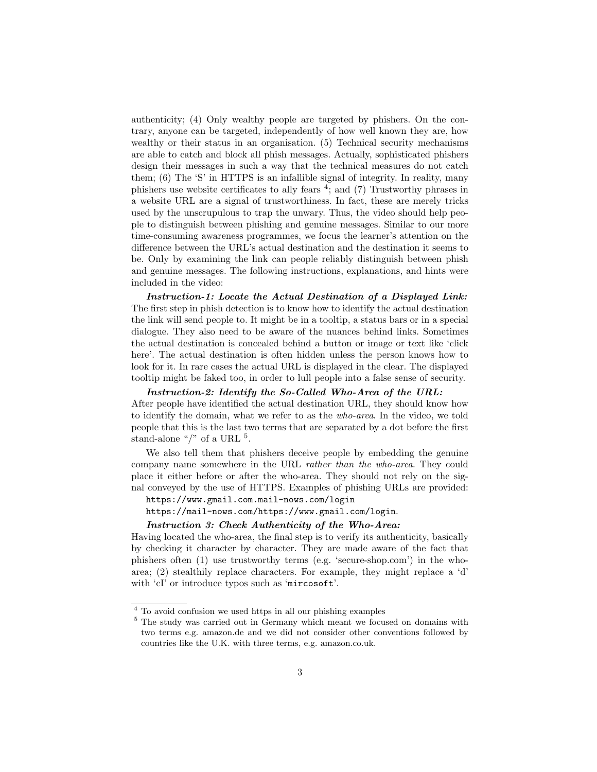authenticity; (4) Only wealthy people are targeted by phishers. On the contrary, anyone can be targeted, independently of how well known they are, how wealthy or their status in an organisation. (5) Technical security mechanisms are able to catch and block all phish messages. Actually, sophisticated phishers design their messages in such a way that the technical measures do not catch them; (6) The 'S' in HTTPS is an infallible signal of integrity. In reality, many phishers use website certificates to ally fears [4]; and (7) Trustworthy phrases in a website URL are a signal of trustworthiness. In fact, these are merely tricks used by the unscrupulous to trap the unwary. Thus, the video should help people to distinguish between phishing and genuine messages. Similar to our more time-consuming awareness programmes, we focus the learner's attention on the difference between the URL's actual destination and the destination it seems to be. Only by examining the link can people reliably distinguish between phish and genuine messages. The following instructions, explanations, and hints were included in the video:

***Instruction-1: Locate the Actual Destination of a Displayed Link:*** The first step in phish detection is to know how to identify the actual destination the link will send people to. It might be in a tooltip, a status bars or in a special dialogue. They also need to be aware of the nuances behind links. Sometimes the actual destination is concealed behind a button or image or text like 'click here'. The actual destination is often hidden unless the person knows how to look for it. In rare cases the actual URL is displayed in the clear. The displayed tooltip might be faked too, in order to lull people into a false sense of security.

***Instruction-2: Identify the So-Called Who-Area of the URL:*** After people have identified the actual destination URL, they should know how to identify the domain, what we refer to as the *who-area*. In the video, we told people that this is the last two terms that are separated by a dot before the first stand-alone "/" of a URL [5].

We also tell them that phishers deceive people by embedding the genuine company name somewhere in the URL *rather than the who-area*. They could place it either before or after the who-area. They should not rely on the signal conveyed by the use of HTTPS. Examples of phishing URLs are provided:

`https://www.gmail.com.mail-nows.com/login`

`https://mail-nows.com/https://www.gmail.com/login`.

***Instruction 3: Check Authenticity of the Who-Area:*** Having located the who-area, the final step is to verify its authenticity, basically by checking it character by character. They are made aware of the fact that phishers often (1) use trustworthy terms (e.g. 'secure-shop.com') in the who-area; (2) stealthily replace characters. For example, they might replace a 'd' with 'cI' or introduce typos such as '`mircosoft`'.

---

[4] To avoid confusion we used https in all our phishing examples

[5] The study was carried out in Germany which meant we focused on domains with two terms e.g. amazon.de and we did not consider other conventions followed by countries like the U.K. with three terms, e.g. amazon.co.uk.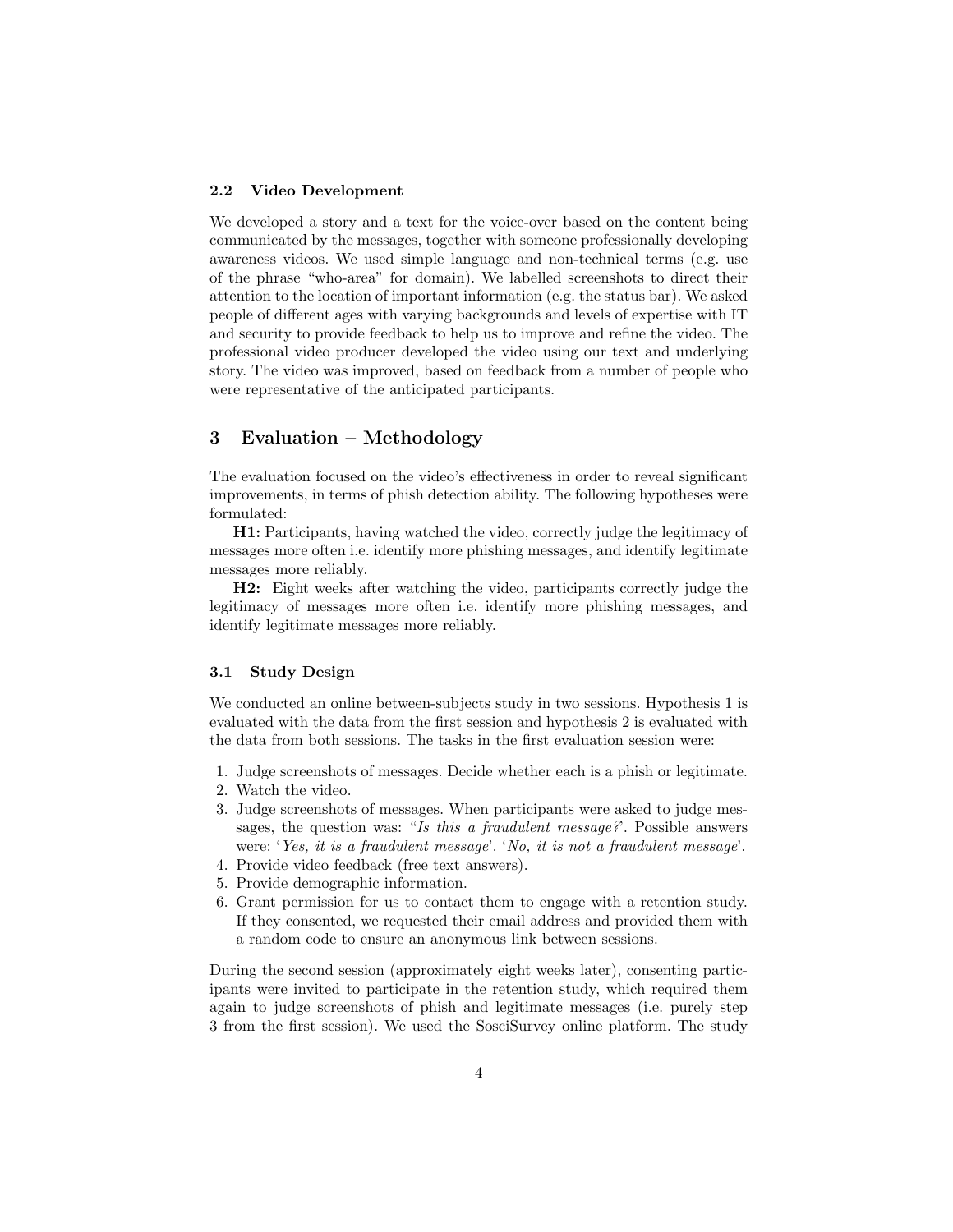### 2.2 Video Development

We developed a story and a text for the voice-over based on the content being communicated by the messages, together with someone professionally developing awareness videos. We used simple language and non-technical terms (e.g. use of the phrase "who-area" for domain). We labelled screenshots to direct their attention to the location of important information (e.g. the status bar). We asked people of different ages with varying backgrounds and levels of expertise with IT and security to provide feedback to help us to improve and refine the video. The professional video producer developed the video using our text and underlying story. The video was improved, based on feedback from a number of people who were representative of the anticipated participants.

## 3 Evaluation – Methodology

The evaluation focused on the video's effectiveness in order to reveal significant improvements, in terms of phish detection ability. The following hypotheses were formulated:

**H1:** Participants, having watched the video, correctly judge the legitimacy of messages more often i.e. identify more phishing messages, and identify legitimate messages more reliably.

**H2:** Eight weeks after watching the video, participants correctly judge the legitimacy of messages more often i.e. identify more phishing messages, and identify legitimate messages more reliably.

### 3.1 Study Design

We conducted an online between-subjects study in two sessions. Hypothesis 1 is evaluated with the data from the first session and hypothesis 2 is evaluated with the data from both sessions. The tasks in the first evaluation session were:

1. Judge screenshots of messages. Decide whether each is a phish or legitimate.
2. Watch the video.
3. Judge screenshots of messages. When participants were asked to judge messages, the question was: "*Is this a fraudulent message?*'. Possible answers were: '*Yes, it is a fraudulent message*'. '*No, it is not a fraudulent message*'.
4. Provide video feedback (free text answers).
5. Provide demographic information.
6. Grant permission for us to contact them to engage with a retention study. If they consented, we requested their email address and provided them with a random code to ensure an anonymous link between sessions.

During the second session (approximately eight weeks later), consenting participants were invited to participate in the retention study, which required them again to judge screenshots of phish and legitimate messages (i.e. purely step 3 from the first session). We used the SosciSurvey online platform. The study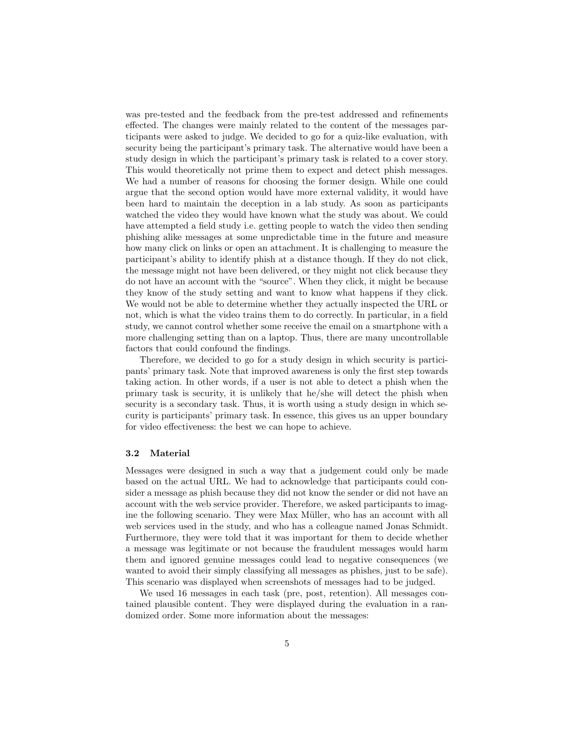was pre-tested and the feedback from the pre-test addressed and refinements effected. The changes were mainly related to the content of the messages participants were asked to judge. We decided to go for a quiz-like evaluation, with security being the participant's primary task. The alternative would have been a study design in which the participant's primary task is related to a cover story. This would theoretically not prime them to expect and detect phish messages. We had a number of reasons for choosing the former design. While one could argue that the second option would have more external validity, it would have been hard to maintain the deception in a lab study. As soon as participants watched the video they would have known what the study was about. We could have attempted a field study i.e. getting people to watch the video then sending phishing alike messages at some unpredictable time in the future and measure how many click on links or open an attachment. It is challenging to measure the participant's ability to identify phish at a distance though. If they do not click, the message might not have been delivered, or they might not click because they do not have an account with the "source". When they click, it might be because they know of the study setting and want to know what happens if they click. We would not be able to determine whether they actually inspected the URL or not, which is what the video trains them to do correctly. In particular, in a field study, we cannot control whether some receive the email on a smartphone with a more challenging setting than on a laptop. Thus, there are many uncontrollable factors that could confound the findings.

Therefore, we decided to go for a study design in which security is participants' primary task. Note that improved awareness is only the first step towards taking action. In other words, if a user is not able to detect a phish when the primary task is security, it is unlikely that he/she will detect the phish when security is a secondary task. Thus, it is worth using a study design in which security is participants' primary task. In essence, this gives us an upper boundary for video effectiveness: the best we can hope to achieve.

### 3.2 Material

Messages were designed in such a way that a judgement could only be made based on the actual URL. We had to acknowledge that participants could consider a message as phish because they did not know the sender or did not have an account with the web service provider. Therefore, we asked participants to imagine the following scenario. They were Max Müller, who has an account with all web services used in the study, and who has a colleague named Jonas Schmidt. Furthermore, they were told that it was important for them to decide whether a message was legitimate or not because the fraudulent messages would harm them and ignored genuine messages could lead to negative consequences (we wanted to avoid their simply classifying all messages as phishes, just to be safe). This scenario was displayed when screenshots of messages had to be judged.

We used 16 messages in each task (pre, post, retention). All messages contained plausible content. They were displayed during the evaluation in a randomized order. Some more information about the messages: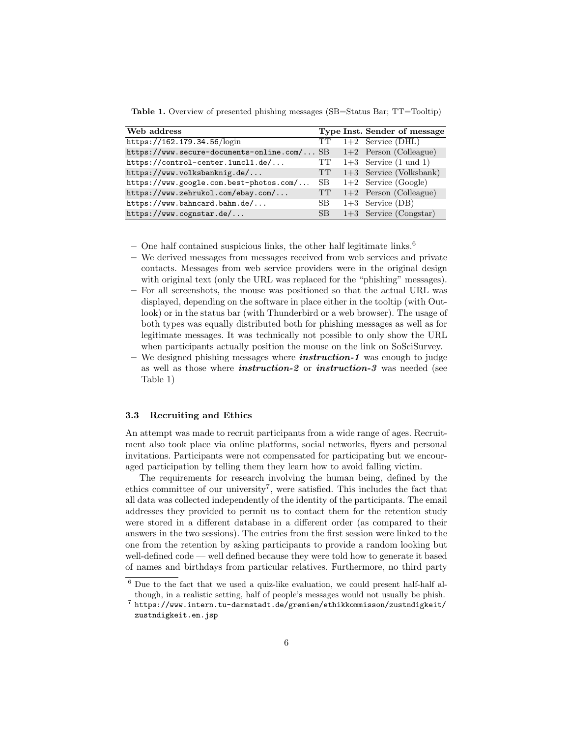**Table 1.** Overview of presented phishing messages (SB=Status Bar; TT=Tooltip)

| Web address | Type | Inst. | Sender of message |
|---|---|---|---|
| https://162.179.34.56/login | TT | 1+2 | Service (DHL) |
| https://www.secure-documents-online.com/... | SB | 1+2 | Person (Colleague) |
| https://control-center.1uncl1.de/... | TT | 1+3 | Service (1 und 1) |
| https://www.volksbanknig.de/... | TT | 1+3 | Service (Volksbank) |
| https://www.google.com.best-photos.com/... | SB | 1+2 | Service (Google) |
| https://www.zehrukol.com/ebay.com/... | TT | 1+2 | Person (Colleague) |
| https://www.bahncard.bahm.de/... | SB | 1+3 | Service (DB) |
| https://www.cognstar.de/... | SB | 1+3 | Service (Congstar) |

- One half contained suspicious links, the other half legitimate links.[6]
- We derived messages from messages received from web services and private contacts. Messages from web service providers were in the original design with original text (only the URL was replaced for the "phishing" messages).
- For all screenshots, the mouse was positioned so that the actual URL was displayed, depending on the software in place either in the tooltip (with Outlook) or in the status bar (with Thunderbird or a web browser). The usage of both types was equally distributed both for phishing messages as well as for legitimate messages. It was technically not possible to only show the URL when participants actually position the mouse on the link on SoSciSurvey.
- We designed phishing messages where ***instruction-1*** was enough to judge as well as those where ***instruction-2*** or ***instruction-3*** was needed (see Table 1)

### 3.3 Recruiting and Ethics

An attempt was made to recruit participants from a wide range of ages. Recruitment also took place via online platforms, social networks, flyers and personal invitations. Participants were not compensated for participating but we encouraged participation by telling them they learn how to avoid falling victim.

The requirements for research involving the human being, defined by the ethics committee of our university[7], were satisfied. This includes the fact that all data was collected independently of the identity of the participants. The email addresses they provided to permit us to contact them for the retention study were stored in a different database in a different order (as compared to their answers in the two sessions). The entries from the first session were linked to the one from the retention by asking participants to provide a random looking but well-defined code — well defined because they were told how to generate it based of names and birthdays from particular relatives. Furthermore, no third party

[6] Due to the fact that we used a quiz-like evaluation, we could present half-half although, in a realistic setting, half of people's messages would not usually be phish.

[7] https://www.intern.tu-darmstadt.de/gremien/ethikkommisson/zustndigkeit/zustndigkeit.en.jsp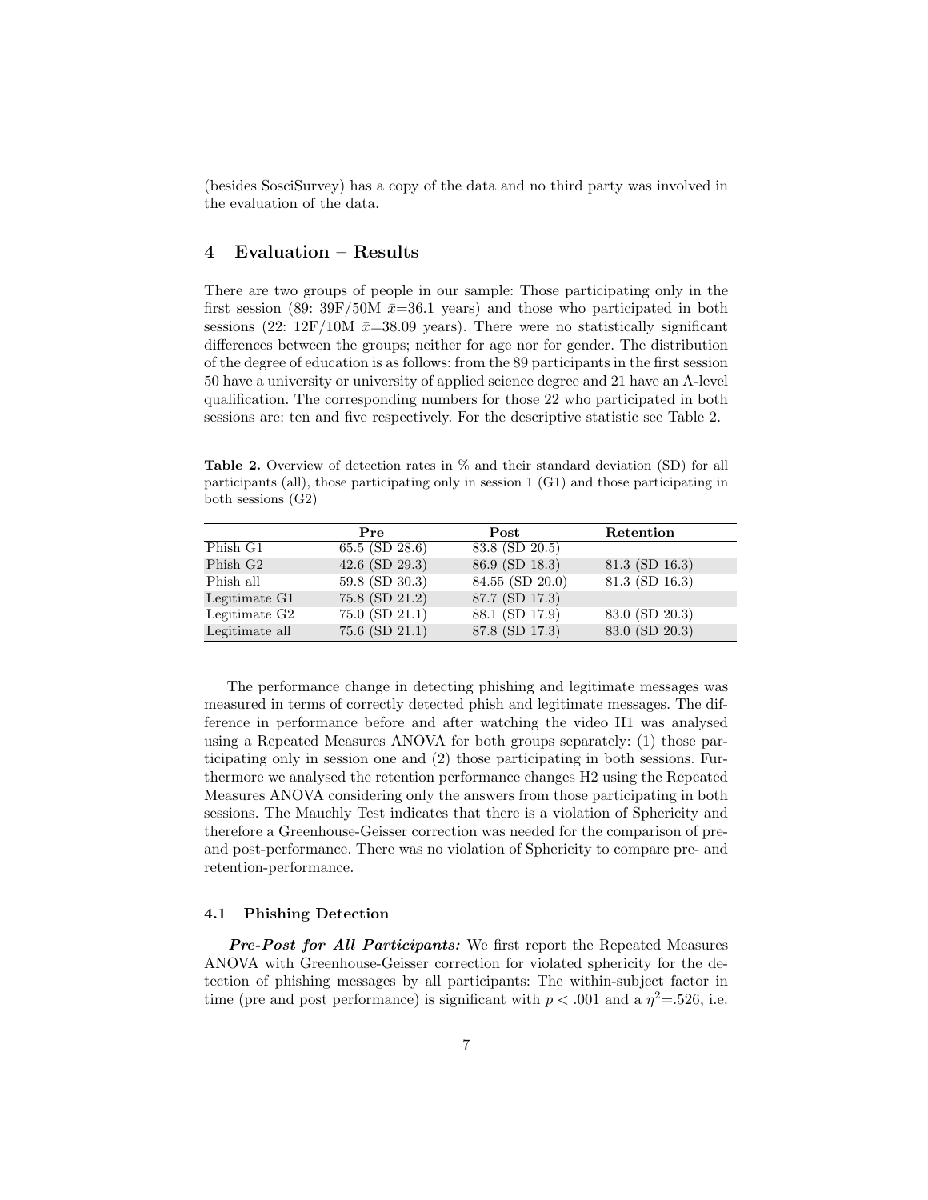(besides SosciSurvey) has a copy of the data and no third party was involved in the evaluation of the data.

## 4 Evaluation – Results

There are two groups of people in our sample: Those participating only in the first session (89: 39F/50M $\bar{x}$=36.1 years) and those who participated in both sessions (22: 12F/10M $\bar{x}$=38.09 years). There were no statistically significant differences between the groups; neither for age nor for gender. The distribution of the degree of education is as follows: from the 89 participants in the first session 50 have a university or university of applied science degree and 21 have an A-level qualification. The corresponding numbers for those 22 who participated in both sessions are: ten and five respectively. For the descriptive statistic see Table 2.

**Table 2.** Overview of detection rates in % and their standard deviation (SD) for all participants (all), those participating only in session 1 (G1) and those participating in both sessions (G2)

| | Pre | Post | Retention |
|---|---|---|---|
| Phish G1 | 65.5 (SD 28.6) | 83.8 (SD 20.5) | |
| Phish G2 | 42.6 (SD 29.3) | 86.9 (SD 18.3) | 81.3 (SD 16.3) |
| Phish all | 59.8 (SD 30.3) | 84.55 (SD 20.0) | 81.3 (SD 16.3) |
| Legitimate G1 | 75.8 (SD 21.2) | 87.7 (SD 17.3) | |
| Legitimate G2 | 75.0 (SD 21.1) | 88.1 (SD 17.9) | 83.0 (SD 20.3) |
| Legitimate all | 75.6 (SD 21.1) | 87.8 (SD 17.3) | 83.0 (SD 20.3) |

The performance change in detecting phishing and legitimate messages was measured in terms of correctly detected phish and legitimate messages. The difference in performance before and after watching the video H1 was analysed using a Repeated Measures ANOVA for both groups separately: (1) those participating only in session one and (2) those participating in both sessions. Furthermore we analysed the retention performance changes H2 using the Repeated Measures ANOVA considering only the answers from those participating in both sessions. The Mauchly Test indicates that there is a violation of Sphericity and therefore a Greenhouse-Geisser correction was needed for the comparison of pre- and post-performance. There was no violation of Sphericity to compare pre- and retention-performance.

### 4.1 Phishing Detection

***Pre-Post for All Participants:*** We first report the Repeated Measures ANOVA with Greenhouse-Geisser correction for violated sphericity for the detection of phishing messages by all participants: The within-subject factor in time (pre and post performance) is significant with $p < .001$ and a $\eta^2$=.526, i.e.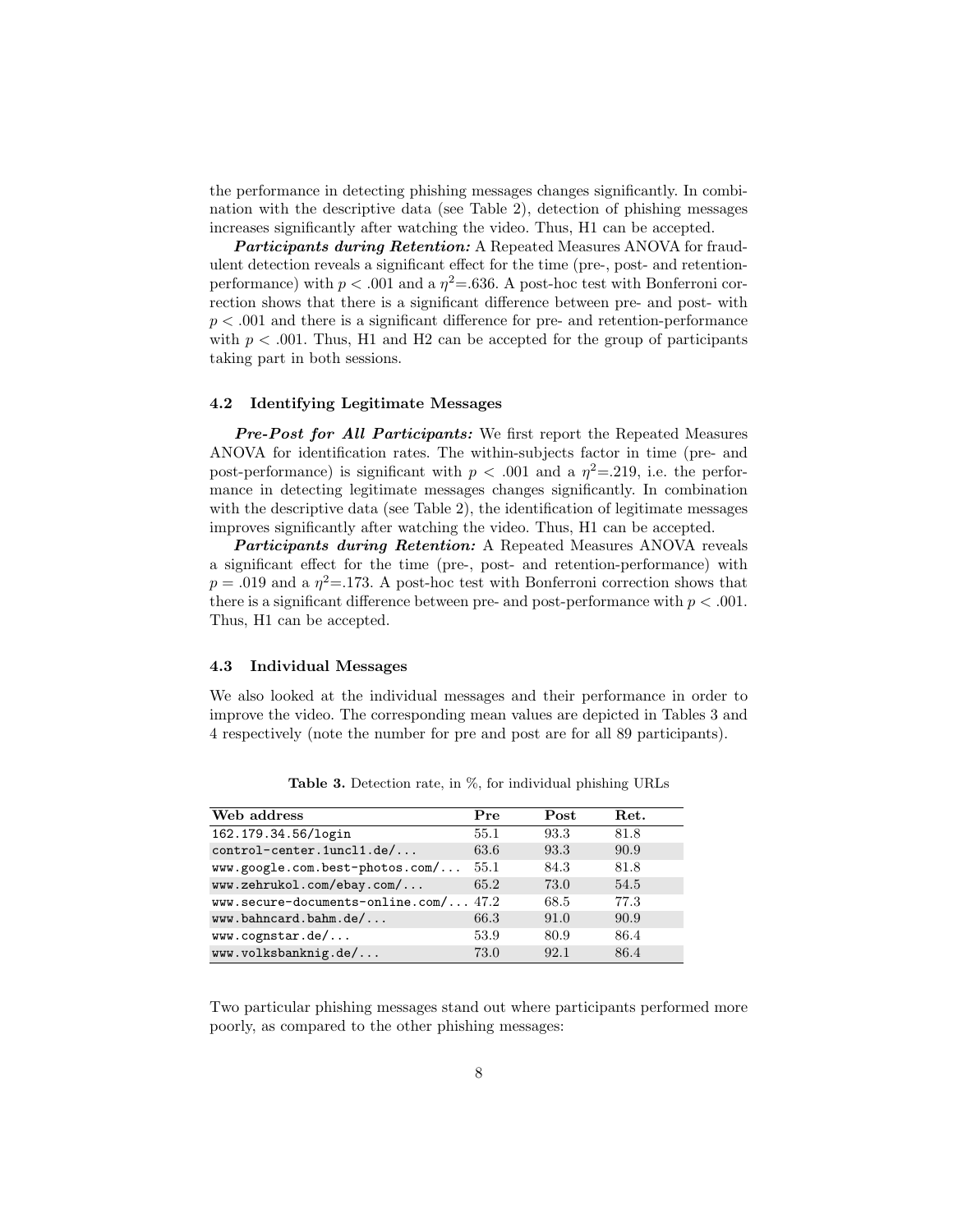the performance in detecting phishing messages changes significantly. In combination with the descriptive data (see Table 2), detection of phishing messages increases significantly after watching the video. Thus, H1 can be accepted.

***Participants during Retention:*** A Repeated Measures ANOVA for fraudulent detection reveals a significant effect for the time (pre-, post- and retention-performance) with $p < .001$ and a $\eta^2$=.636. A post-hoc test with Bonferroni correction shows that there is a significant difference between pre- and post- with $p < .001$ and there is a significant difference for pre- and retention-performance with $p < .001$. Thus, H1 and H2 can be accepted for the group of participants taking part in both sessions.

### 4.2 Identifying Legitimate Messages

***Pre-Post for All Participants:*** We first report the Repeated Measures ANOVA for identification rates. The within-subjects factor in time (pre- and post-performance) is significant with $p < .001$ and a $\eta^2$=.219, i.e. the performance in detecting legitimate messages changes significantly. In combination with the descriptive data (see Table 2), the identification of legitimate messages improves significantly after watching the video. Thus, H1 can be accepted.

***Participants during Retention:*** A Repeated Measures ANOVA reveals a significant effect for the time (pre-, post- and retention-performance) with $p = .019$ and a $\eta^2$=.173. A post-hoc test with Bonferroni correction shows that there is a significant difference between pre- and post-performance with $p < .001$. Thus, H1 can be accepted.

### 4.3 Individual Messages

We also looked at the individual messages and their performance in order to improve the video. The corresponding mean values are depicted in Tables 3 and 4 respectively (note the number for pre and post are for all 89 participants).

**Table 3.** Detection rate, in %, for individual phishing URLs

| Web address | Pre | Post | Ret. |
|---|---|---|---|
| 162.179.34.56/login | 55.1 | 93.3 | 81.8 |
| control-center.1uncl1.de/... | 63.6 | 93.3 | 90.9 |
| www.google.com.best-photos.com/... | 55.1 | 84.3 | 81.8 |
| www.zehrukol.com/ebay.com/... | 65.2 | 73.0 | 54.5 |
| www.secure-documents-online.com/... | 47.2 | 68.5 | 77.3 |
| www.bahncard.bahm.de/... | 66.3 | 91.0 | 90.9 |
| www.cognstar.de/... | 53.9 | 80.9 | 86.4 |
| www.volksbanknig.de/... | 73.0 | 92.1 | 86.4 |

Two particular phishing messages stand out where participants performed more poorly, as compared to the other phishing messages: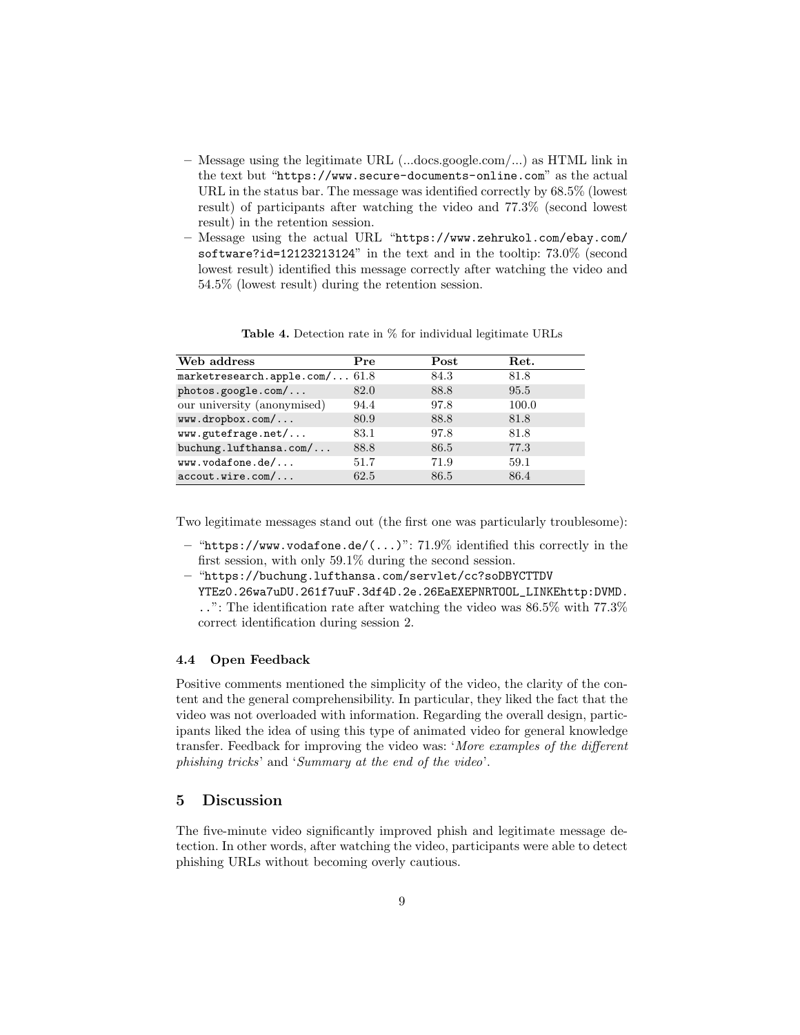- Message using the legitimate URL (...docs.google.com/...) as HTML link in the text but "`https://www.secure-documents-online.com`" as the actual URL in the status bar. The message was identified correctly by 68.5% (lowest result) of participants after watching the video and 77.3% (second lowest result) in the retention session.
- Message using the actual URL "`https://www.zehrukol.com/ebay.com/software?id=12123213124`" in the text and in the tooltip: 73.0% (second lowest result) identified this message correctly after watching the video and 54.5% (lowest result) during the retention session.

**Table 4.** Detection rate in % for individual legitimate URLs

| Web address | Pre | Post | Ret. |
|---|---|---|---|
| `marketresearch.apple.com/...` | 61.8 | 84.3 | 81.8 |
| `photos.google.com/...` | 82.0 | 88.8 | 95.5 |
| our university (anonymised) | 94.4 | 97.8 | 100.0 |
| `www.dropbox.com/...` | 80.9 | 88.8 | 81.8 |
| `www.gutefrage.net/...` | 83.1 | 97.8 | 81.8 |
| `buchung.lufthansa.com/...` | 88.8 | 86.5 | 77.3 |
| `www.vodafone.de/...` | 51.7 | 71.9 | 59.1 |
| `accout.wire.com/...` | 62.5 | 86.5 | 86.4 |

Two legitimate messages stand out (the first one was particularly troublesome):

- "`https://www.vodafone.de/(...)`": 71.9% identified this correctly in the first session, with only 59.1% during the second session.
- "`https://buchung.lufthansa.com/servlet/cc?soDBYCTTDVYTEz0.26wa7uDU.261f7uuF.3df4D.2e.26EaEXEPNRTOOL_LINKEhttp:DVMD...`": The identification rate after watching the video was 86.5% with 77.3% correct identification during session 2.

### 4.4 Open Feedback

Positive comments mentioned the simplicity of the video, the clarity of the content and the general comprehensibility. In particular, they liked the fact that the video was not overloaded with information. Regarding the overall design, participants liked the idea of using this type of animated video for general knowledge transfer. Feedback for improving the video was: '*More examples of the different phishing tricks*' and '*Summary at the end of the video*'.

## 5 Discussion

The five-minute video significantly improved phish and legitimate message detection. In other words, after watching the video, participants were able to detect phishing URLs without becoming overly cautious.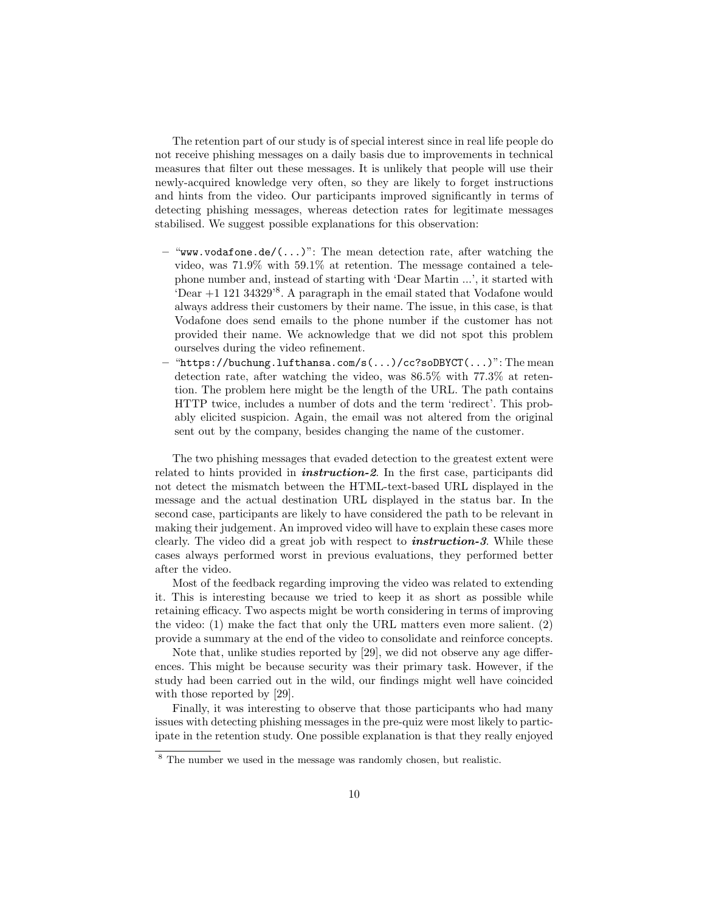The retention part of our study is of special interest since in real life people do not receive phishing messages on a daily basis due to improvements in technical measures that filter out these messages. It is unlikely that people will use their newly-acquired knowledge very often, so they are likely to forget instructions and hints from the video. Our participants improved significantly in terms of detecting phishing messages, whereas detection rates for legitimate messages stabilised. We suggest possible explanations for this observation:

- "`www.vodafone.de/(...)`": The mean detection rate, after watching the video, was 71.9% with 59.1% at retention. The message contained a telephone number and, instead of starting with 'Dear Martin ...', it started with 'Dear +1 121 34329'[8]. A paragraph in the email stated that Vodafone would always address their customers by their name. The issue, in this case, is that Vodafone does send emails to the phone number if the customer has not provided their name. We acknowledge that we did not spot this problem ourselves during the video refinement.
- "`https://buchung.lufthansa.com/s(...)/cc?soDBYCT(...)`": The mean detection rate, after watching the video, was 86.5% with 77.3% at retention. The problem here might be the length of the URL. The path contains HTTP twice, includes a number of dots and the term 'redirect'. This probably elicited suspicion. Again, the email was not altered from the original sent out by the company, besides changing the name of the customer.

The two phishing messages that evaded detection to the greatest extent were related to hints provided in ***instruction-2***. In the first case, participants did not detect the mismatch between the HTML-text-based URL displayed in the message and the actual destination URL displayed in the status bar. In the second case, participants are likely to have considered the path to be relevant in making their judgement. An improved video will have to explain these cases more clearly. The video did a great job with respect to ***instruction-3***. While these cases always performed worst in previous evaluations, they performed better after the video.

Most of the feedback regarding improving the video was related to extending it. This is interesting because we tried to keep it as short as possible while retaining efficacy. Two aspects might be worth considering in terms of improving the video: (1) make the fact that only the URL matters even more salient. (2) provide a summary at the end of the video to consolidate and reinforce concepts.

Note that, unlike studies reported by [29], we did not observe any age differences. This might be because security was their primary task. However, if the study had been carried out in the wild, our findings might well have coincided with those reported by [29].

Finally, it was interesting to observe that those participants who had many issues with detecting phishing messages in the pre-quiz were most likely to participate in the retention study. One possible explanation is that they really enjoyed

[8] The number we used in the message was randomly chosen, but realistic.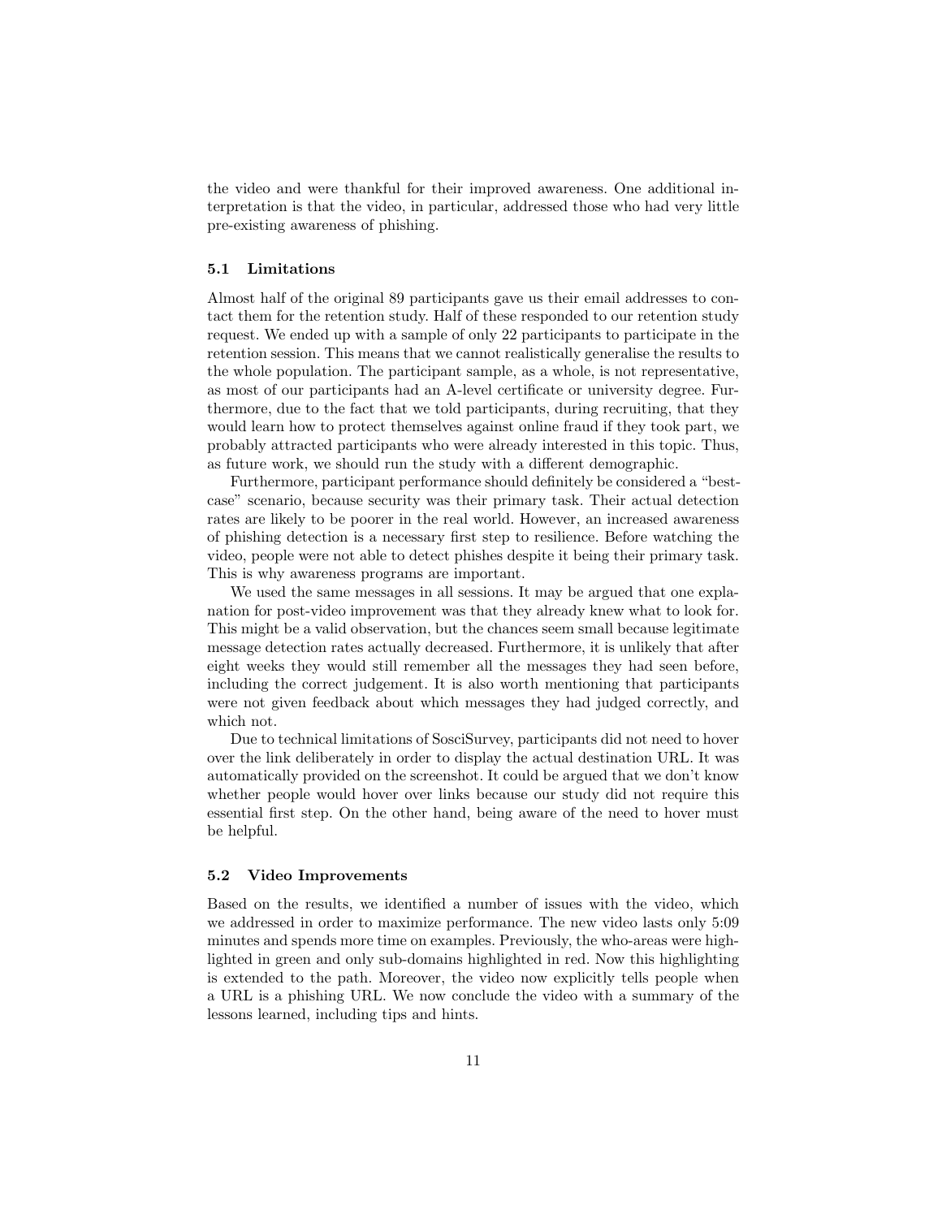the video and were thankful for their improved awareness. One additional interpretation is that the video, in particular, addressed those who had very little pre-existing awareness of phishing.

### 5.1 Limitations

Almost half of the original 89 participants gave us their email addresses to contact them for the retention study. Half of these responded to our retention study request. We ended up with a sample of only 22 participants to participate in the retention session. This means that we cannot realistically generalise the results to the whole population. The participant sample, as a whole, is not representative, as most of our participants had an A-level certificate or university degree. Furthermore, due to the fact that we told participants, during recruiting, that they would learn how to protect themselves against online fraud if they took part, we probably attracted participants who were already interested in this topic. Thus, as future work, we should run the study with a different demographic.

Furthermore, participant performance should definitely be considered a "best-case" scenario, because security was their primary task. Their actual detection rates are likely to be poorer in the real world. However, an increased awareness of phishing detection is a necessary first step to resilience. Before watching the video, people were not able to detect phishes despite it being their primary task. This is why awareness programs are important.

We used the same messages in all sessions. It may be argued that one explanation for post-video improvement was that they already knew what to look for. This might be a valid observation, but the chances seem small because legitimate message detection rates actually decreased. Furthermore, it is unlikely that after eight weeks they would still remember all the messages they had seen before, including the correct judgement. It is also worth mentioning that participants were not given feedback about which messages they had judged correctly, and which not.

Due to technical limitations of SosciSurvey, participants did not need to hover over the link deliberately in order to display the actual destination URL. It was automatically provided on the screenshot. It could be argued that we don't know whether people would hover over links because our study did not require this essential first step. On the other hand, being aware of the need to hover must be helpful.

### 5.2 Video Improvements

Based on the results, we identified a number of issues with the video, which we addressed in order to maximize performance. The new video lasts only 5:09 minutes and spends more time on examples. Previously, the who-areas were highlighted in green and only sub-domains highlighted in red. Now this highlighting is extended to the path. Moreover, the video now explicitly tells people when a URL is a phishing URL. We now conclude the video with a summary of the lessons learned, including tips and hints.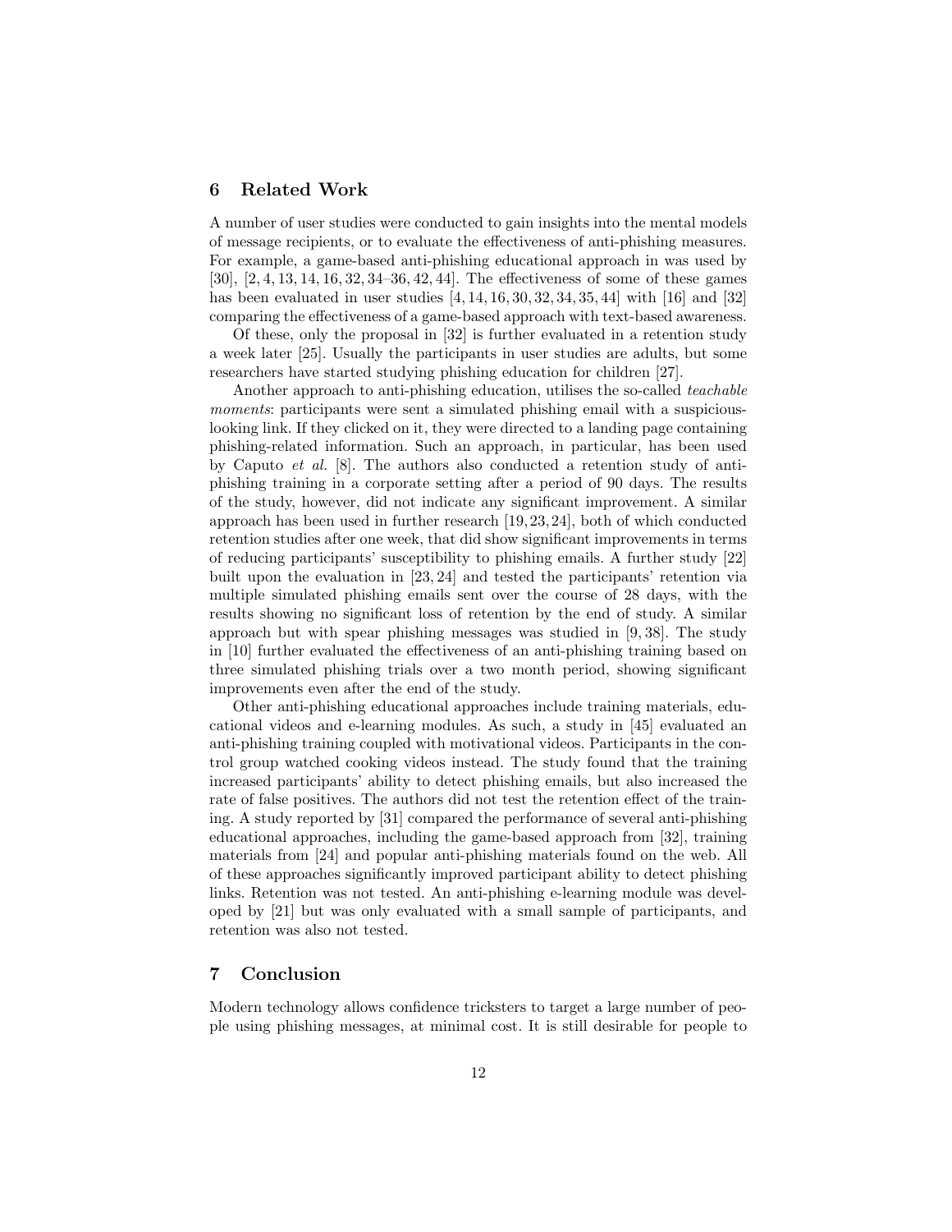## 6 Related Work

A number of user studies were conducted to gain insights into the mental models of message recipients, or to evaluate the effectiveness of anti-phishing measures. For example, a game-based anti-phishing educational approach in was used by [30], [2, 4, 13, 14, 16, 32, 34–36, 42, 44]. The effectiveness of some of these games has been evaluated in user studies [4, 14, 16, 30, 32, 34, 35, 44] with [16] and [32] comparing the effectiveness of a game-based approach with text-based awareness.

Of these, only the proposal in [32] is further evaluated in a retention study a week later [25]. Usually the participants in user studies are adults, but some researchers have started studying phishing education for children [27].

Another approach to anti-phishing education, utilises the so-called *teachable moments*: participants were sent a simulated phishing email with a suspicious-looking link. If they clicked on it, they were directed to a landing page containing phishing-related information. Such an approach, in particular, has been used by Caputo *et al.* [8]. The authors also conducted a retention study of anti-phishing training in a corporate setting after a period of 90 days. The results of the study, however, did not indicate any significant improvement. A similar approach has been used in further research [19, 23, 24], both of which conducted retention studies after one week, that did show significant improvements in terms of reducing participants' susceptibility to phishing emails. A further study [22] built upon the evaluation in [23, 24] and tested the participants' retention via multiple simulated phishing emails sent over the course of 28 days, with the results showing no significant loss of retention by the end of study. A similar approach but with spear phishing messages was studied in [9, 38]. The study in [10] further evaluated the effectiveness of an anti-phishing training based on three simulated phishing trials over a two month period, showing significant improvements even after the end of the study.

Other anti-phishing educational approaches include training materials, educational videos and e-learning modules. As such, a study in [45] evaluated an anti-phishing training coupled with motivational videos. Participants in the control group watched cooking videos instead. The study found that the training increased participants' ability to detect phishing emails, but also increased the rate of false positives. The authors did not test the retention effect of the training. A study reported by [31] compared the performance of several anti-phishing educational approaches, including the game-based approach from [32], training materials from [24] and popular anti-phishing materials found on the web. All of these approaches significantly improved participant ability to detect phishing links. Retention was not tested. An anti-phishing e-learning module was developed by [21] but was only evaluated with a small sample of participants, and retention was also not tested.

## 7 Conclusion

Modern technology allows confidence tricksters to target a large number of people using phishing messages, at minimal cost. It is still desirable for people to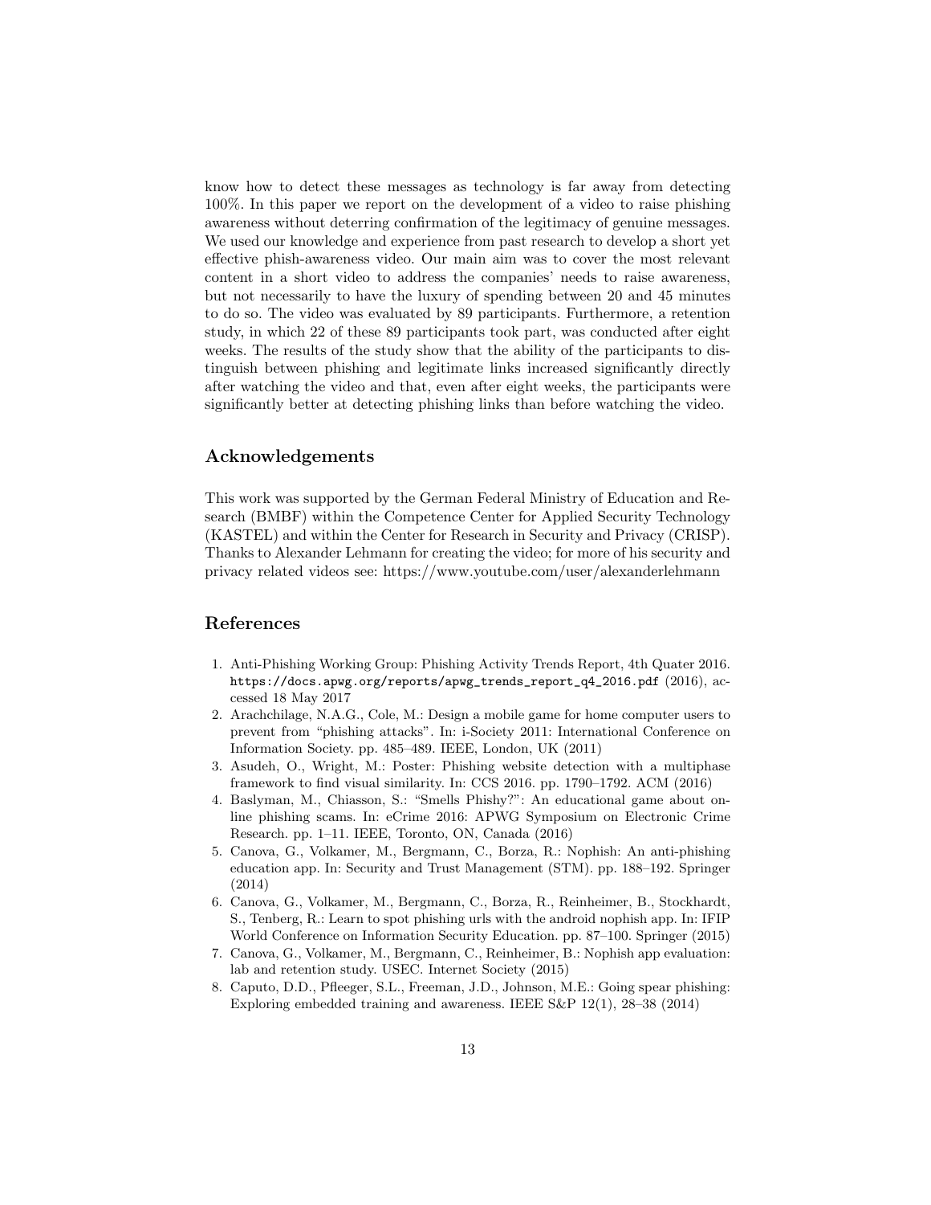know how to detect these messages as technology is far away from detecting 100%. In this paper we report on the development of a video to raise phishing awareness without deterring confirmation of the legitimacy of genuine messages. We used our knowledge and experience from past research to develop a short yet effective phish-awareness video. Our main aim was to cover the most relevant content in a short video to address the companies' needs to raise awareness, but not necessarily to have the luxury of spending between 20 and 45 minutes to do so. The video was evaluated by 89 participants. Furthermore, a retention study, in which 22 of these 89 participants took part, was conducted after eight weeks. The results of the study show that the ability of the participants to distinguish between phishing and legitimate links increased significantly directly after watching the video and that, even after eight weeks, the participants were significantly better at detecting phishing links than before watching the video.

## Acknowledgements

This work was supported by the German Federal Ministry of Education and Research (BMBF) within the Competence Center for Applied Security Technology (KASTEL) and within the Center for Research in Security and Privacy (CRISP). Thanks to Alexander Lehmann for creating the video; for more of his security and privacy related videos see: https://www.youtube.com/user/alexanderlehmann

## References

1. Anti-Phishing Working Group: Phishing Activity Trends Report, 4th Quater 2016. `https://docs.apwg.org/reports/apwg_trends_report_q4_2016.pdf` (2016), accessed 18 May 2017
2. Arachchilage, N.A.G., Cole, M.: Design a mobile game for home computer users to prevent from "phishing attacks". In: i-Society 2011: International Conference on Information Society. pp. 485–489. IEEE, London, UK (2011)
3. Asudeh, O., Wright, M.: Poster: Phishing website detection with a multiphase framework to find visual similarity. In: CCS 2016. pp. 1790–1792. ACM (2016)
4. Baslyman, M., Chiasson, S.: "Smells Phishy?": An educational game about online phishing scams. In: eCrime 2016: APWG Symposium on Electronic Crime Research. pp. 1–11. IEEE, Toronto, ON, Canada (2016)
5. Canova, G., Volkamer, M., Bergmann, C., Borza, R.: Nophish: An anti-phishing education app. In: Security and Trust Management (STM). pp. 188–192. Springer (2014)
6. Canova, G., Volkamer, M., Bergmann, C., Borza, R., Reinheimer, B., Stockhardt, S., Tenberg, R.: Learn to spot phishing urls with the android nophish app. In: IFIP World Conference on Information Security Education. pp. 87–100. Springer (2015)
7. Canova, G., Volkamer, M., Bergmann, C., Reinheimer, B.: Nophish app evaluation: lab and retention study. USEC. Internet Society (2015)
8. Caputo, D.D., Pfleeger, S.L., Freeman, J.D., Johnson, M.E.: Going spear phishing: Exploring embedded training and awareness. IEEE S&P 12(1), 28–38 (2014)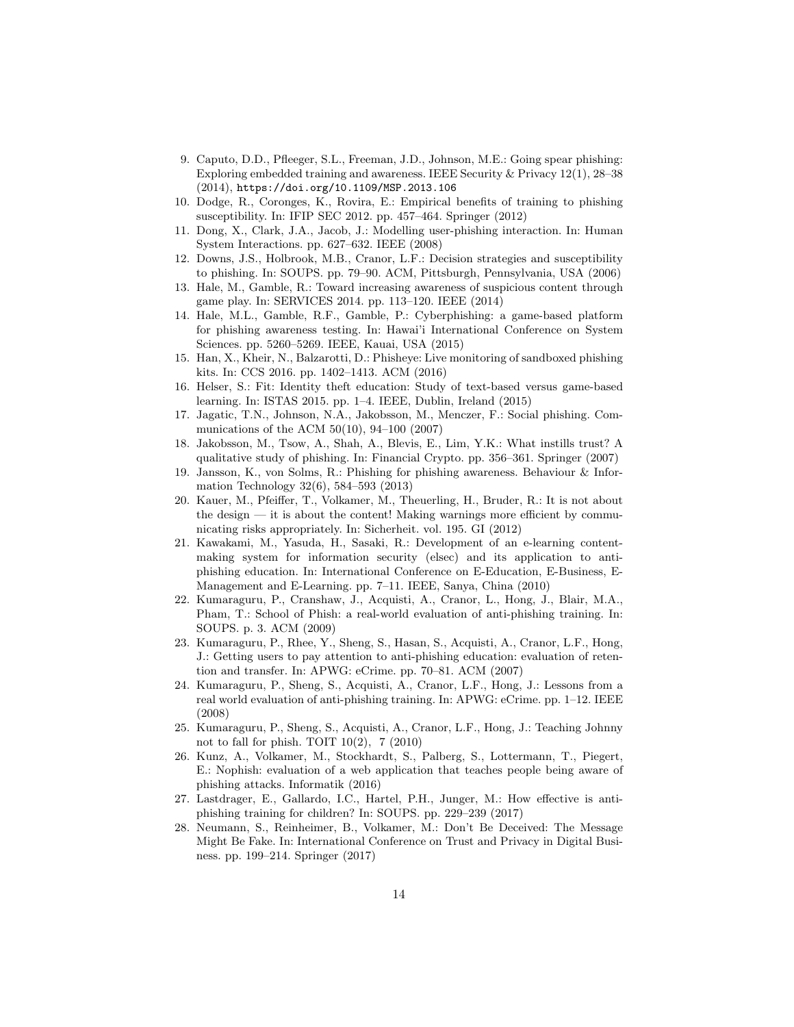9. Caputo, D.D., Pfleeger, S.L., Freeman, J.D., Johnson, M.E.: Going spear phishing: Exploring embedded training and awareness. IEEE Security & Privacy 12(1), 28–38 (2014), `https://doi.org/10.1109/MSP.2013.106`
10. Dodge, R., Coronges, K., Rovira, E.: Empirical benefits of training to phishing susceptibility. In: IFIP SEC 2012. pp. 457–464. Springer (2012)
11. Dong, X., Clark, J.A., Jacob, J.: Modelling user-phishing interaction. In: Human System Interactions. pp. 627–632. IEEE (2008)
12. Downs, J.S., Holbrook, M.B., Cranor, L.F.: Decision strategies and susceptibility to phishing. In: SOUPS. pp. 79–90. ACM, Pittsburgh, Pennsylvania, USA (2006)
13. Hale, M., Gamble, R.: Toward increasing awareness of suspicious content through game play. In: SERVICES 2014. pp. 113–120. IEEE (2014)
14. Hale, M.L., Gamble, R.F., Gamble, P.: Cyberphishing: a game-based platform for phishing awareness testing. In: Hawai'i International Conference on System Sciences. pp. 5260–5269. IEEE, Kauai, USA (2015)
15. Han, X., Kheir, N., Balzarotti, D.: Phisheye: Live monitoring of sandboxed phishing kits. In: CCS 2016. pp. 1402–1413. ACM (2016)
16. Helser, S.: Fit: Identity theft education: Study of text-based versus game-based learning. In: ISTAS 2015. pp. 1–4. IEEE, Dublin, Ireland (2015)
17. Jagatic, T.N., Johnson, N.A., Jakobsson, M., Menczer, F.: Social phishing. Communications of the ACM 50(10), 94–100 (2007)
18. Jakobsson, M., Tsow, A., Shah, A., Blevis, E., Lim, Y.K.: What instills trust? A qualitative study of phishing. In: Financial Crypto. pp. 356–361. Springer (2007)
19. Jansson, K., von Solms, R.: Phishing for phishing awareness. Behaviour & Information Technology 32(6), 584–593 (2013)
20. Kauer, M., Pfeiffer, T., Volkamer, M., Theuerling, H., Bruder, R.: It is not about the design — it is about the content! Making warnings more efficient by communicating risks appropriately. In: Sicherheit. vol. 195. GI (2012)
21. Kawakami, M., Yasuda, H., Sasaki, R.: Development of an e-learning content-making system for information security (elsec) and its application to anti-phishing education. In: International Conference on E-Education, E-Business, E-Management and E-Learning. pp. 7–11. IEEE, Sanya, China (2010)
22. Kumaraguru, P., Cranshaw, J., Acquisti, A., Cranor, L., Hong, J., Blair, M.A., Pham, T.: School of Phish: a real-world evaluation of anti-phishing training. In: SOUPS. p. 3. ACM (2009)
23. Kumaraguru, P., Rhee, Y., Sheng, S., Hasan, S., Acquisti, A., Cranor, L.F., Hong, J.: Getting users to pay attention to anti-phishing education: evaluation of retention and transfer. In: APWG: eCrime. pp. 70–81. ACM (2007)
24. Kumaraguru, P., Sheng, S., Acquisti, A., Cranor, L.F., Hong, J.: Lessons from a real world evaluation of anti-phishing training. In: APWG: eCrime. pp. 1–12. IEEE (2008)
25. Kumaraguru, P., Sheng, S., Acquisti, A., Cranor, L.F., Hong, J.: Teaching Johnny not to fall for phish. TOIT 10(2), 7 (2010)
26. Kunz, A., Volkamer, M., Stockhardt, S., Palberg, S., Lottermann, T., Piegert, E.: Nophish: evaluation of a web application that teaches people being aware of phishing attacks. Informatik (2016)
27. Lastdrager, E., Gallardo, I.C., Hartel, P.H., Junger, M.: How effective is anti-phishing training for children? In: SOUPS. pp. 229–239 (2017)
28. Neumann, S., Reinheimer, B., Volkamer, M.: Don't Be Deceived: The Message Might Be Fake. In: International Conference on Trust and Privacy in Digital Business. pp. 199–214. Springer (2017)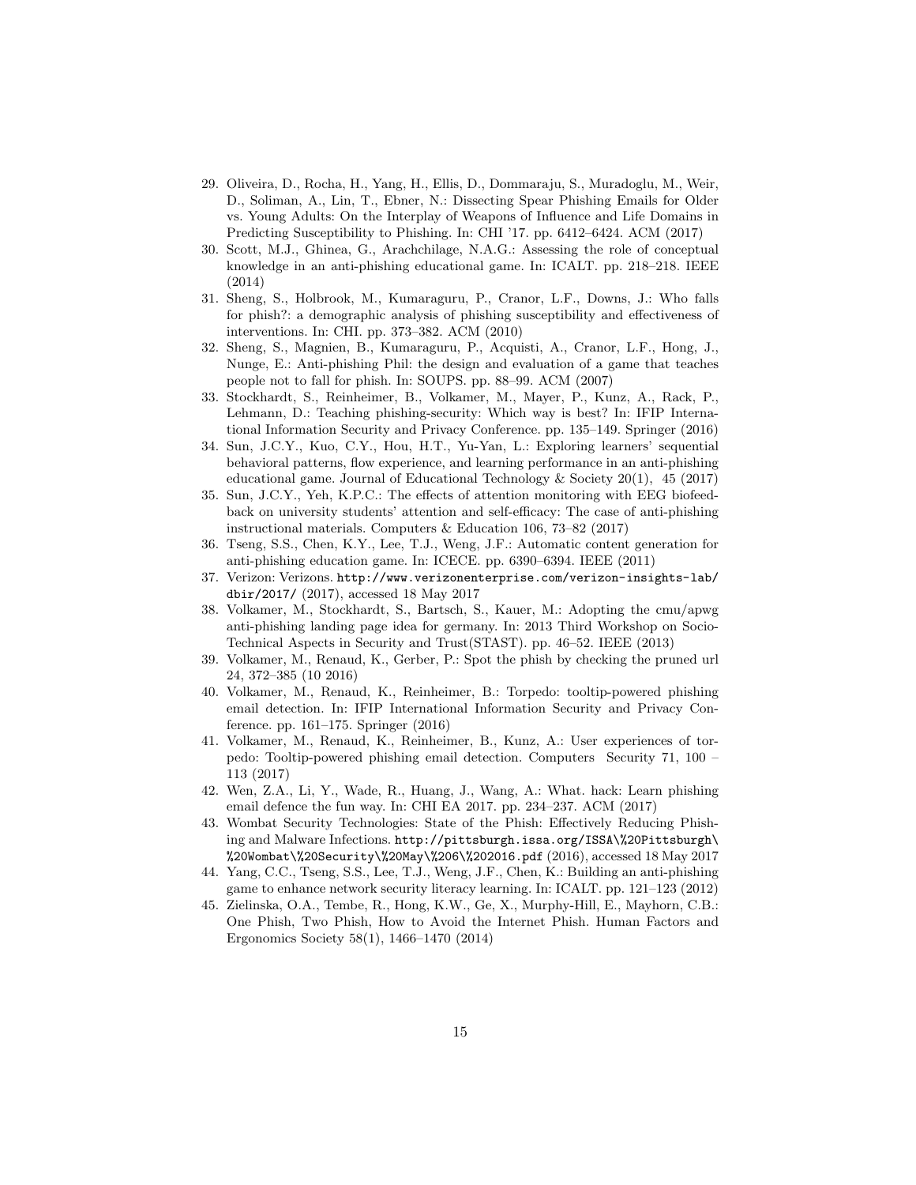29. Oliveira, D., Rocha, H., Yang, H., Ellis, D., Dommaraju, S., Muradoglu, M., Weir, D., Soliman, A., Lin, T., Ebner, N.: Dissecting Spear Phishing Emails for Older vs. Young Adults: On the Interplay of Weapons of Influence and Life Domains in Predicting Susceptibility to Phishing. In: CHI '17. pp. 6412–6424. ACM (2017)
30. Scott, M.J., Ghinea, G., Arachchilage, N.A.G.: Assessing the role of conceptual knowledge in an anti-phishing educational game. In: ICALT. pp. 218–218. IEEE (2014)
31. Sheng, S., Holbrook, M., Kumaraguru, P., Cranor, L.F., Downs, J.: Who falls for phish?: a demographic analysis of phishing susceptibility and effectiveness of interventions. In: CHI. pp. 373–382. ACM (2010)
32. Sheng, S., Magnien, B., Kumaraguru, P., Acquisti, A., Cranor, L.F., Hong, J., Nunge, E.: Anti-phishing Phil: the design and evaluation of a game that teaches people not to fall for phish. In: SOUPS. pp. 88–99. ACM (2007)
33. Stockhardt, S., Reinheimer, B., Volkamer, M., Mayer, P., Kunz, A., Rack, P., Lehmann, D.: Teaching phishing-security: Which way is best? In: IFIP International Information Security and Privacy Conference. pp. 135–149. Springer (2016)
34. Sun, J.C.Y., Kuo, C.Y., Hou, H.T., Yu-Yan, L.: Exploring learners' sequential behavioral patterns, flow experience, and learning performance in an anti-phishing educational game. Journal of Educational Technology & Society 20(1), 45 (2017)
35. Sun, J.C.Y., Yeh, K.P.C.: The effects of attention monitoring with EEG biofeedback on university students' attention and self-efficacy: The case of anti-phishing instructional materials. Computers & Education 106, 73–82 (2017)
36. Tseng, S.S., Chen, K.Y., Lee, T.J., Weng, J.F.: Automatic content generation for anti-phishing education game. In: ICECE. pp. 6390–6394. IEEE (2011)
37. Verizon: Verizons. http://www.verizonenterprise.com/verizon-insights-lab/dbir/2017/ (2017), accessed 18 May 2017
38. Volkamer, M., Stockhardt, S., Bartsch, S., Kauer, M.: Adopting the cmu/apwg anti-phishing landing page idea for germany. In: 2013 Third Workshop on Socio-Technical Aspects in Security and Trust(STAST). pp. 46–52. IEEE (2013)
39. Volkamer, M., Renaud, K., Gerber, P.: Spot the phish by checking the pruned url 24, 372–385 (10 2016)
40. Volkamer, M., Renaud, K., Reinheimer, B.: Torpedo: tooltip-powered phishing email detection. In: IFIP International Information Security and Privacy Conference. pp. 161–175. Springer (2016)
41. Volkamer, M., Renaud, K., Reinheimer, B., Kunz, A.: User experiences of torpedo: Tooltip-powered phishing email detection. Computers Security 71, 100 – 113 (2017)
42. Wen, Z.A., Li, Y., Wade, R., Huang, J., Wang, A.: What. hack: Learn phishing email defence the fun way. In: CHI EA 2017. pp. 234–237. ACM (2017)
43. Wombat Security Technologies: State of the Phish: Effectively Reducing Phishing and Malware Infections. http://pittsburgh.issa.org/ISSA\%20Pittsburgh\%20Wombat\%20Security\%20May\%206\%202016.pdf (2016), accessed 18 May 2017
44. Yang, C.C., Tseng, S.S., Lee, T.J., Weng, J.F., Chen, K.: Building an anti-phishing game to enhance network security literacy learning. In: ICALT. pp. 121–123 (2012)
45. Zielinska, O.A., Tembe, R., Hong, K.W., Ge, X., Murphy-Hill, E., Mayhorn, C.B.: One Phish, Two Phish, How to Avoid the Internet Phish. Human Factors and Ergonomics Society 58(1), 1466–1470 (2014)